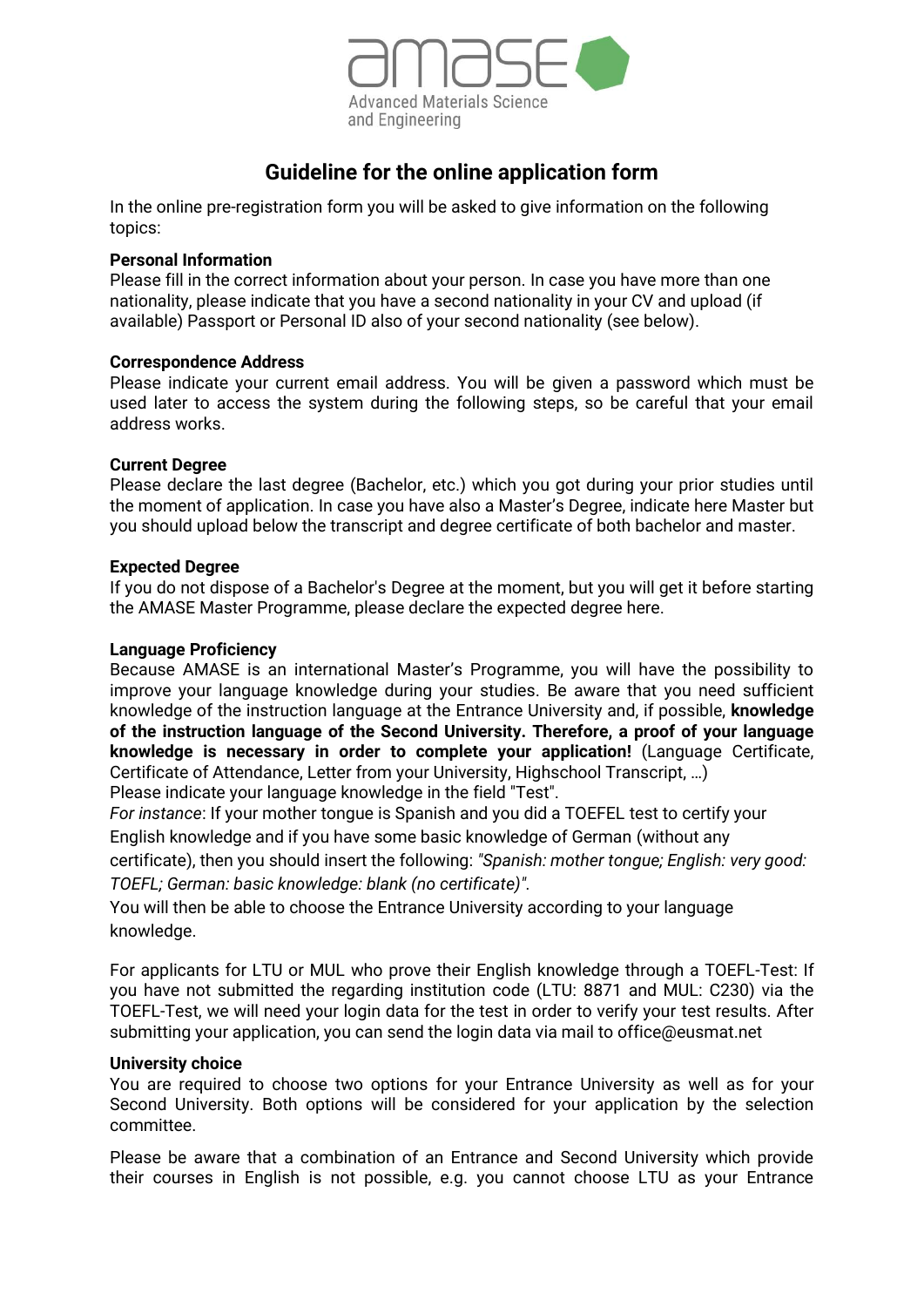amase
Advanced Materials Science and Engineering

# Guideline for the online application form

In the online pre-registration form you will be asked to give information on the following topics:

**Personal Information**
Please fill in the correct information about your person. In case you have more than one nationality, please indicate that you have a second nationality in your CV and upload (if available) Passport or Personal ID also of your second nationality (see below).

**Correspondence Address**
Please indicate your current email address. You will be given a password which must be used later to access the system during the following steps, so be careful that your email address works.

**Current Degree**
Please declare the last degree (Bachelor, etc.) which you got during your prior studies until the moment of application. In case you have also a Master's Degree, indicate here Master but you should upload below the transcript and degree certificate of both bachelor and master.

**Expected Degree**
If you do not dispose of a Bachelor's Degree at the moment, but you will get it before starting the AMASE Master Programme, please declare the expected degree here.

**Language Proficiency**
Because AMASE is an international Master's Programme, you will have the possibility to improve your language knowledge during your studies. Be aware that you need sufficient knowledge of the instruction language at the Entrance University and, if possible, **knowledge of the instruction language of the Second University. Therefore, a proof of your language knowledge is necessary in order to complete your application!** (Language Certificate, Certificate of Attendance, Letter from your University, Highschool Transcript, …)
Please indicate your language knowledge in the field "Test".
*For instance*: If your mother tongue is Spanish and you did a TOEFEL test to certify your English knowledge and if you have some basic knowledge of German (without any certificate), then you should insert the following: *"Spanish: mother tongue; English: very good: TOEFL; German: basic knowledge: blank (no certificate)".*
You will then be able to choose the Entrance University according to your language knowledge.

For applicants for LTU or MUL who prove their English knowledge through a TOEFL-Test: If you have not submitted the regarding institution code (LTU: 8871 and MUL: C230) via the TOEFL-Test, we will need your login data for the test in order to verify your test results. After submitting your application, you can send the login data via mail to office@eusmat.net

**University choice**
You are required to choose two options for your Entrance University as well as for your Second University. Both options will be considered for your application by the selection committee.

Please be aware that a combination of an Entrance and Second University which provide their courses in English is not possible, e.g. you cannot choose LTU as your Entrance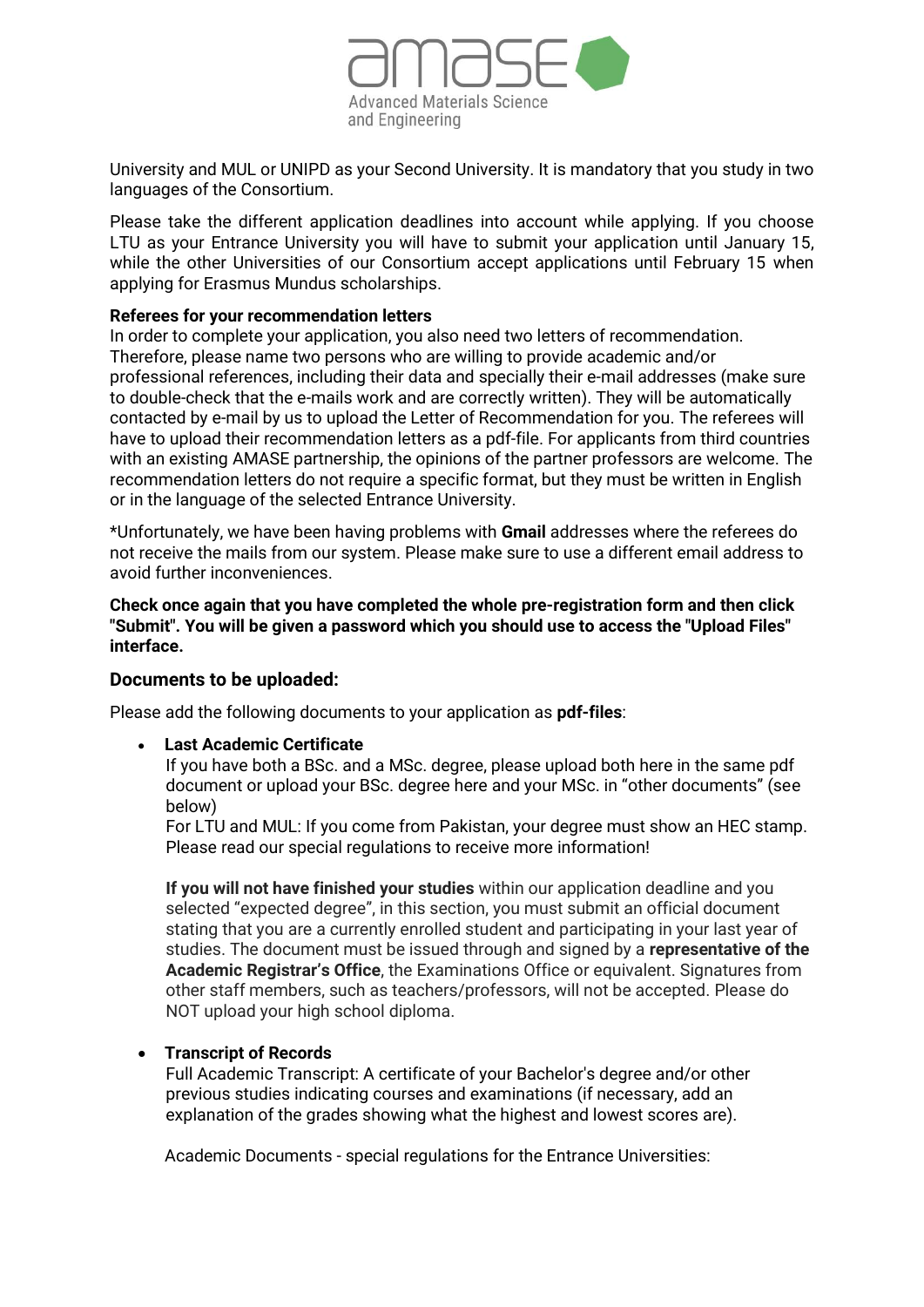University and MUL or UNIPD as your Second University. It is mandatory that you study in two languages of the Consortium.

Please take the different application deadlines into account while applying. If you choose LTU as your Entrance University you will have to submit your application until January 15, while the other Universities of our Consortium accept applications until February 15 when applying for Erasmus Mundus scholarships.

**Referees for your recommendation letters**
In order to complete your application, you also need two letters of recommendation. Therefore, please name two persons who are willing to provide academic and/or professional references, including their data and specially their e-mail addresses (make sure to double-check that the e-mails work and are correctly written). They will be automatically contacted by e-mail by us to upload the Letter of Recommendation for you. The referees will have to upload their recommendation letters as a pdf-file. For applicants from third countries with an existing AMASE partnership, the opinions of the partner professors are welcome. The recommendation letters do not require a specific format, but they must be written in English or in the language of the selected Entrance University.

*Unfortunately, we have been having problems with **Gmail** addresses where the referees do not receive the mails from our system. Please make sure to use a different email address to avoid further inconveniences.

**Check once again that you have completed the whole pre-registration form and then click "Submit". You will be given a password which you should use to access the "Upload Files" interface.**

### Documents to be uploaded:

Please add the following documents to your application as **pdf-files**:

- **Last Academic Certificate**
  If you have both a BSc. and a MSc. degree, please upload both here in the same pdf document or upload your BSc. degree here and your MSc. in "other documents" (see below)
  For LTU and MUL: If you come from Pakistan, your degree must show an HEC stamp. Please read our special regulations to receive more information!

  **If you will not have finished your studies** within our application deadline and you selected "expected degree", in this section, you must submit an official document stating that you are a currently enrolled student and participating in your last year of studies. The document must be issued through and signed by a **representative of the Academic Registrar's Office**, the Examinations Office or equivalent. Signatures from other staff members, such as teachers/professors, will not be accepted. Please do NOT upload your high school diploma.

- **Transcript of Records**
  Full Academic Transcript: A certificate of your Bachelor's degree and/or other previous studies indicating courses and examinations (if necessary, add an explanation of the grades showing what the highest and lowest scores are).

  Academic Documents - special regulations for the Entrance Universities: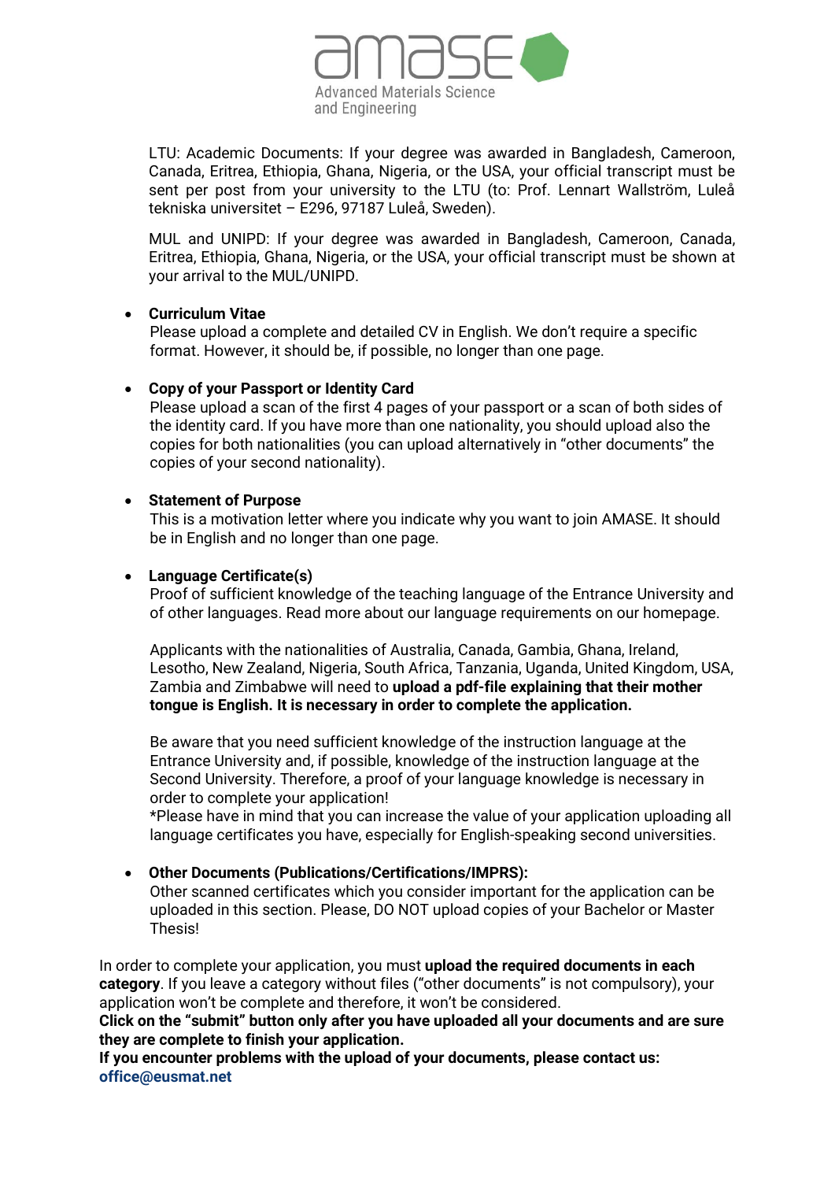LTU: Academic Documents: If your degree was awarded in Bangladesh, Cameroon, Canada, Eritrea, Ethiopia, Ghana, Nigeria, or the USA, your official transcript must be sent per post from your university to the LTU (to: Prof. Lennart Wallström, Luleå tekniska universitet – E296, 97187 Luleå, Sweden).

MUL and UNIPD: If your degree was awarded in Bangladesh, Cameroon, Canada, Eritrea, Ethiopia, Ghana, Nigeria, or the USA, your official transcript must be shown at your arrival to the MUL/UNIPD.

- **Curriculum Vitae**
  Please upload a complete and detailed CV in English. We don't require a specific format. However, it should be, if possible, no longer than one page.

- **Copy of your Passport or Identity Card**
  Please upload a scan of the first 4 pages of your passport or a scan of both sides of the identity card. If you have more than one nationality, you should upload also the copies for both nationalities (you can upload alternatively in "other documents" the copies of your second nationality).

- **Statement of Purpose**
  This is a motivation letter where you indicate why you want to join AMASE. It should be in English and no longer than one page.

- **Language Certificate(s)**
  Proof of sufficient knowledge of the teaching language of the Entrance University and of other languages. Read more about our language requirements on our homepage.

  Applicants with the nationalities of Australia, Canada, Gambia, Ghana, Ireland, Lesotho, New Zealand, Nigeria, South Africa, Tanzania, Uganda, United Kingdom, USA, Zambia and Zimbabwe will need to **upload a pdf-file explaining that their mother tongue is English. It is necessary in order to complete the application.**

  Be aware that you need sufficient knowledge of the instruction language at the Entrance University and, if possible, knowledge of the instruction language at the Second University. Therefore, a proof of your language knowledge is necessary in order to complete your application!
  *Please have in mind that you can increase the value of your application uploading all language certificates you have, especially for English-speaking second universities.

- **Other Documents (Publications/Certifications/IMPRS):**
  Other scanned certificates which you consider important for the application can be uploaded in this section. Please, DO NOT upload copies of your Bachelor or Master Thesis!

In order to complete your application, you must **upload the required documents in each category**. If you leave a category without files ("other documents" is not compulsory), your application won't be complete and therefore, it won't be considered.
**Click on the "submit" button only after you have uploaded all your documents and are sure they are complete to finish your application.**
**If you encounter problems with the upload of your documents, please contact us: office@eusmat.net**